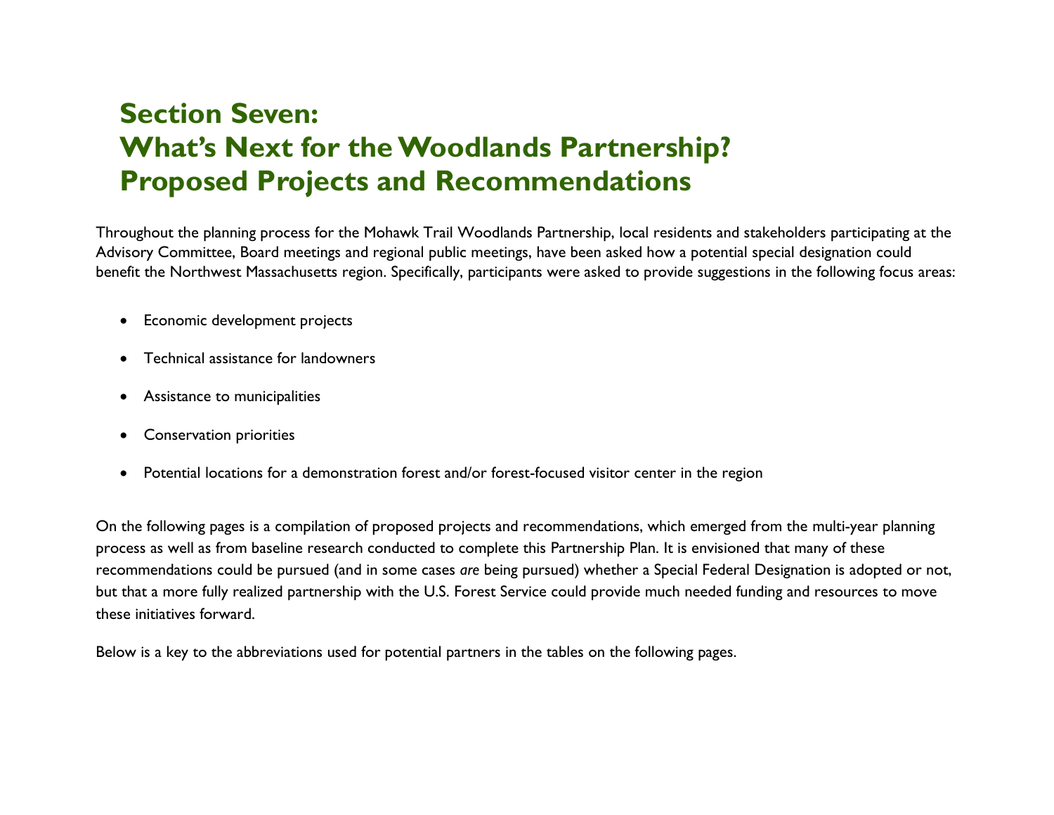# Section Seven: What's Next for the Woodlands Partnership? Proposed Projects and Recommendations

Throughout the planning process for the Mohawk Trail Woodlands Partnership, local residents and stakeholders participating at the Advisory Committee, Board meetings and regional public meetings, have been asked how a potential special designation could benefit the Northwest Massachusetts region. Specifically, participants were asked to provide suggestions in the following focus areas:

- Economic development projects
- Technical assistance for landowners
- Assistance to municipalities
- Conservation priorities
- Potential locations for a demonstration forest and/or forest-focused visitor center in the region

On the following pages is a compilation of proposed projects and recommendations, which emerged from the multi-year planning process as well as from baseline research conducted to complete this Partnership Plan. It is envisioned that many of these recommendations could be pursued (and in some cases *are* being pursued) whether a Special Federal Designation is adopted or not, but that a more fully realized partnership with the U.S. Forest Service could provide much needed funding and resources to move these initiatives forward.

Below is a key to the abbreviations used for potential partners in the tables on the following pages.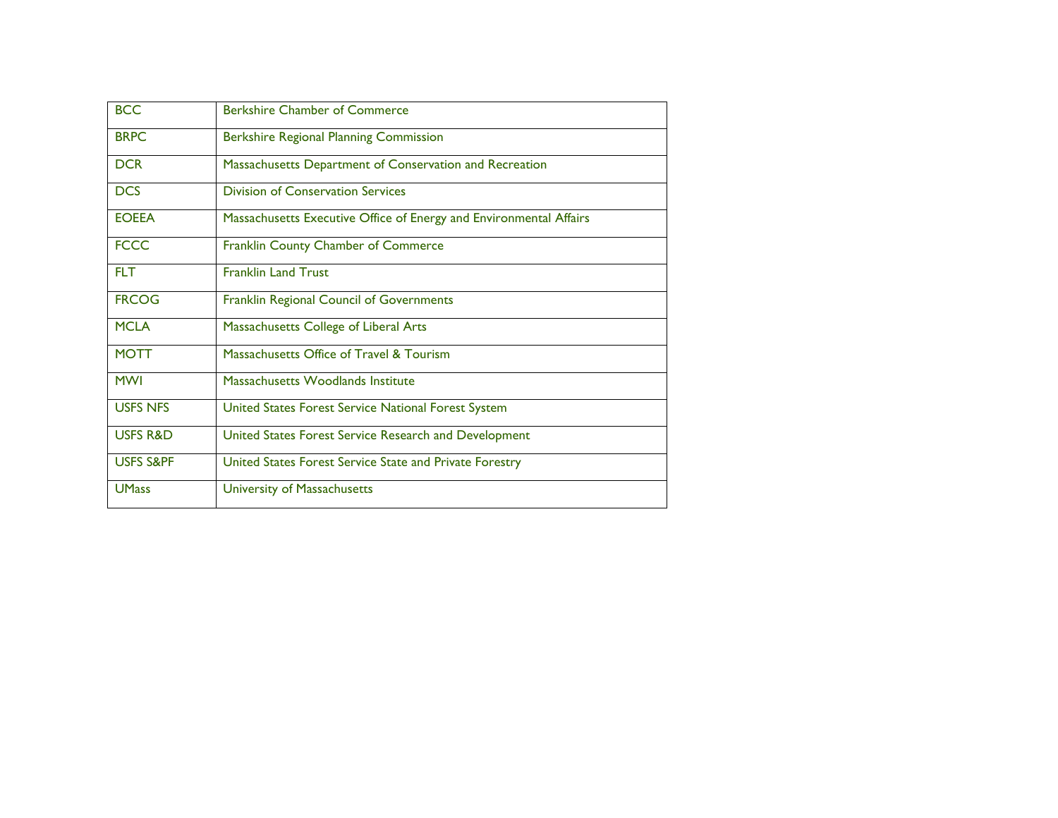| | |
|---|---|
| BCC | Berkshire Chamber of Commerce |
| BRPC | Berkshire Regional Planning Commission |
| DCR | Massachusetts Department of Conservation and Recreation |
| DCS | Division of Conservation Services |
| EOEEA | Massachusetts Executive Office of Energy and Environmental Affairs |
| FCCC | Franklin County Chamber of Commerce |
| FLT | Franklin Land Trust |
| FRCOG | Franklin Regional Council of Governments |
| MCLA | Massachusetts College of Liberal Arts |
| MOTT | Massachusetts Office of Travel & Tourism |
| MWI | Massachusetts Woodlands Institute |
| USFS NFS | United States Forest Service National Forest System |
| USFS R&D | United States Forest Service Research and Development |
| USFS S&PF | United States Forest Service State and Private Forestry |
| UMass | University of Massachusetts |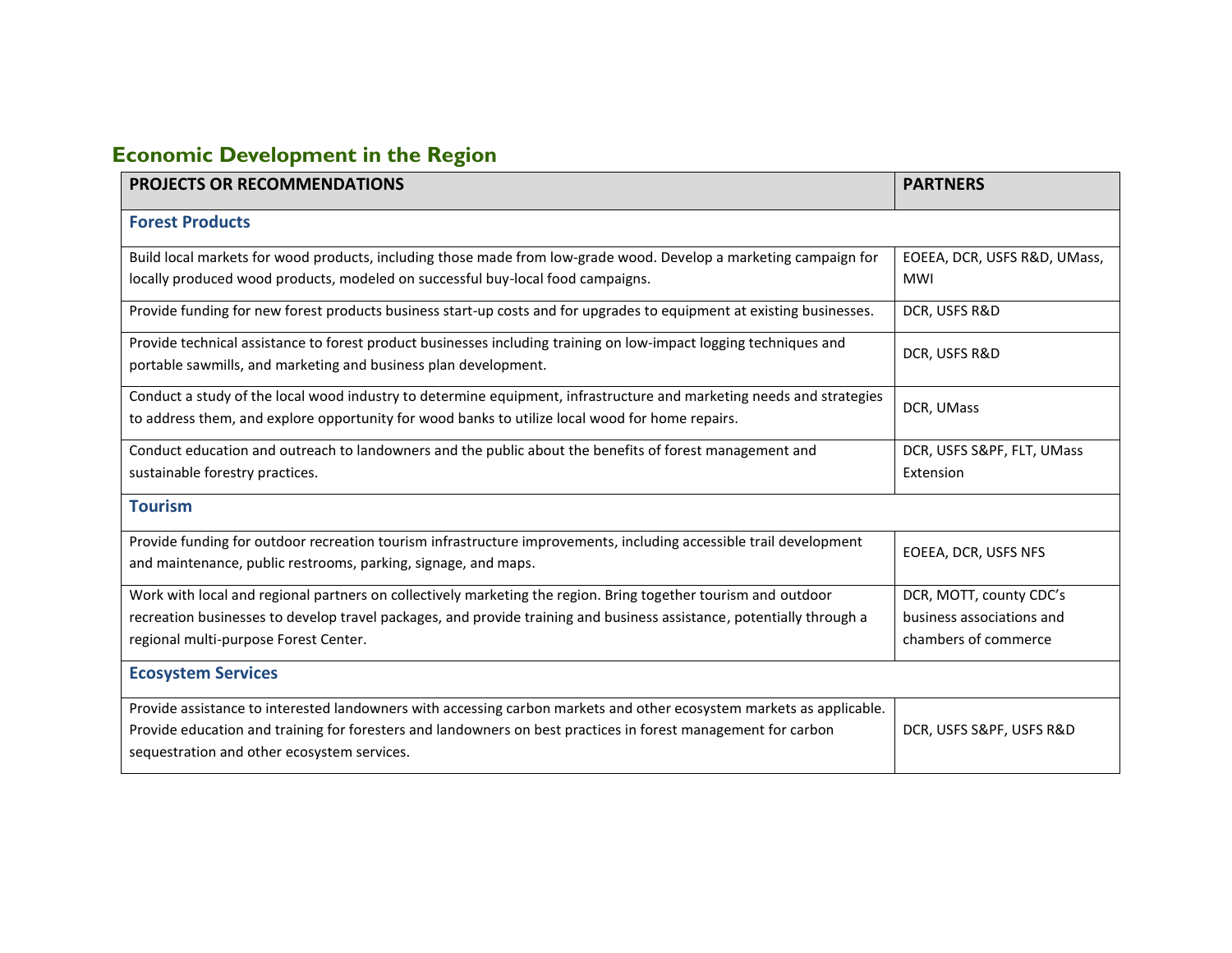## Economic Development in the Region

| PROJECTS OR RECOMMENDATIONS | PARTNERS |
|---|---|
| **Forest Products** | |
| Build local markets for wood products, including those made from low-grade wood. Develop a marketing campaign for locally produced wood products, modeled on successful buy-local food campaigns. | EOEEA, DCR, USFS R&D, UMass, MWI |
| Provide funding for new forest products business start-up costs and for upgrades to equipment at existing businesses. | DCR, USFS R&D |
| Provide technical assistance to forest product businesses including training on low-impact logging techniques and portable sawmills, and marketing and business plan development. | DCR, USFS R&D |
| Conduct a study of the local wood industry to determine equipment, infrastructure and marketing needs and strategies to address them, and explore opportunity for wood banks to utilize local wood for home repairs. | DCR, UMass |
| Conduct education and outreach to landowners and the public about the benefits of forest management and sustainable forestry practices. | DCR, USFS S&PF, FLT, UMass Extension |
| **Tourism** | |
| Provide funding for outdoor recreation tourism infrastructure improvements, including accessible trail development and maintenance, public restrooms, parking, signage, and maps. | EOEEA, DCR, USFS NFS |
| Work with local and regional partners on collectively marketing the region. Bring together tourism and outdoor recreation businesses to develop travel packages, and provide training and business assistance, potentially through a regional multi-purpose Forest Center. | DCR, MOTT, county CDC's business associations and chambers of commerce |
| **Ecosystem Services** | |
| Provide assistance to interested landowners with accessing carbon markets and other ecosystem markets as applicable. Provide education and training for foresters and landowners on best practices in forest management for carbon sequestration and other ecosystem services. | DCR, USFS S&PF, USFS R&D |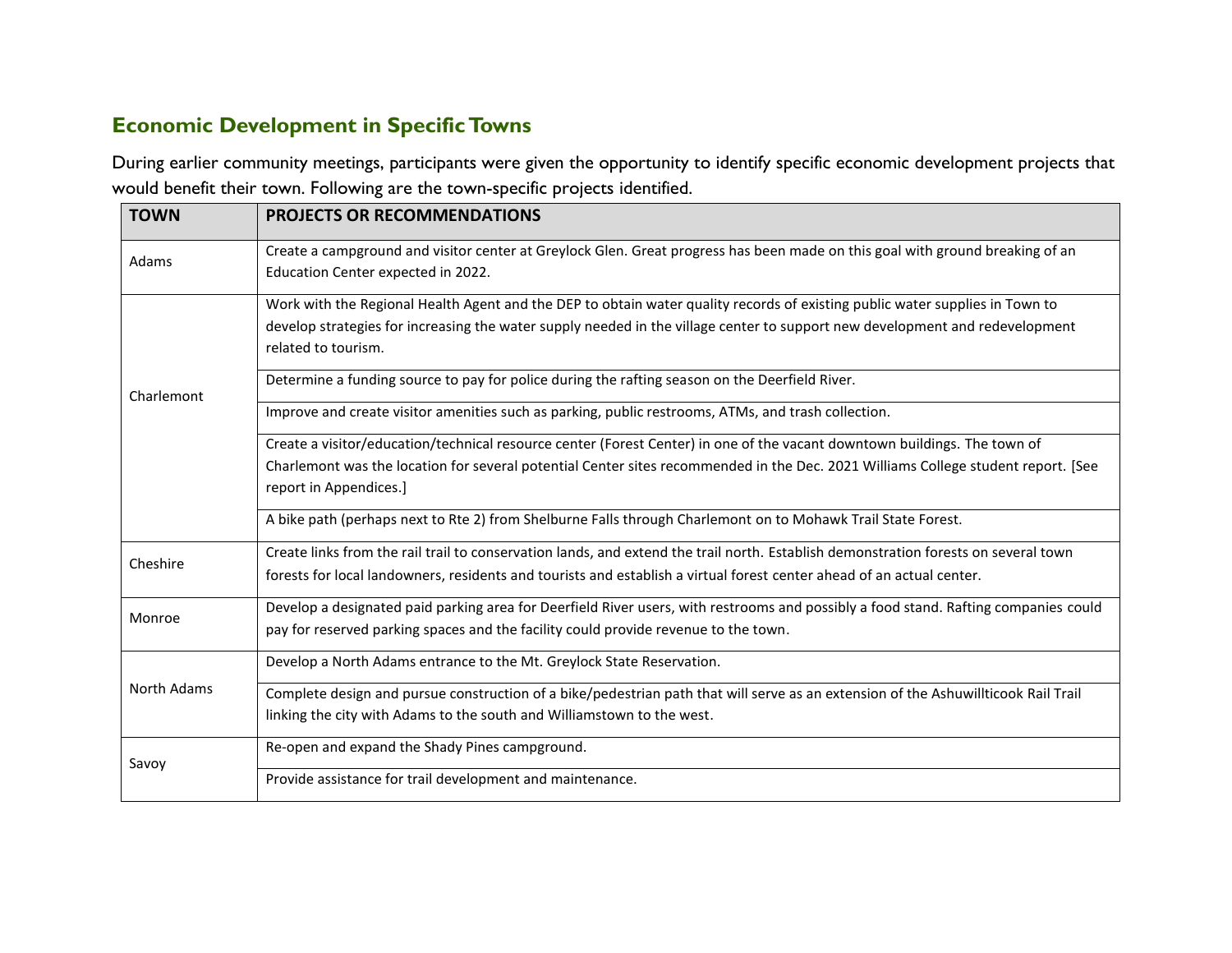## Economic Development in Specific Towns

During earlier community meetings, participants were given the opportunity to identify specific economic development projects that would benefit their town. Following are the town-specific projects identified.

| TOWN | PROJECTS OR RECOMMENDATIONS |
|---|---|
| Adams | Create a campground and visitor center at Greylock Glen. Great progress has been made on this goal with ground breaking of an Education Center expected in 2022. |
| Charlemont | Work with the Regional Health Agent and the DEP to obtain water quality records of existing public water supplies in Town to develop strategies for increasing the water supply needed in the village center to support new development and redevelopment related to tourism. |
| | Determine a funding source to pay for police during the rafting season on the Deerfield River. |
| | Improve and create visitor amenities such as parking, public restrooms, ATMs, and trash collection. |
| | Create a visitor/education/technical resource center (Forest Center) in one of the vacant downtown buildings. The town of Charlemont was the location for several potential Center sites recommended in the Dec. 2021 Williams College student report. [See report in Appendices.] |
| | A bike path (perhaps next to Rte 2) from Shelburne Falls through Charlemont on to Mohawk Trail State Forest. |
| Cheshire | Create links from the rail trail to conservation lands, and extend the trail north. Establish demonstration forests on several town forests for local landowners, residents and tourists and establish a virtual forest center ahead of an actual center. |
| Monroe | Develop a designated paid parking area for Deerfield River users, with restrooms and possibly a food stand. Rafting companies could pay for reserved parking spaces and the facility could provide revenue to the town. |
| North Adams | Develop a North Adams entrance to the Mt. Greylock State Reservation. |
| | Complete design and pursue construction of a bike/pedestrian path that will serve as an extension of the Ashuwillticook Rail Trail linking the city with Adams to the south and Williamstown to the west. |
| Savoy | Re-open and expand the Shady Pines campground. |
| | Provide assistance for trail development and maintenance. |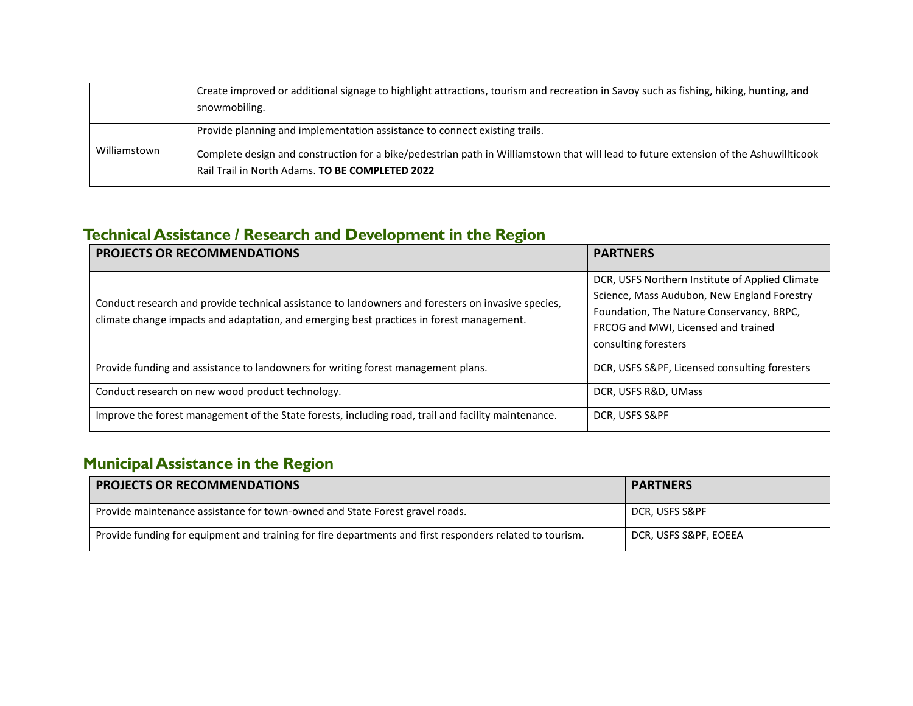| | |
|---|---|
| | Create improved or additional signage to highlight attractions, tourism and recreation in Savoy such as fishing, hiking, hunting, and snowmobiling. |
| Williamstown | Provide planning and implementation assistance to connect existing trails. |
| | Complete design and construction for a bike/pedestrian path in Williamstown that will lead to future extension of the Ashuwillticook Rail Trail in North Adams. **TO BE COMPLETED 2022** |

## Technical Assistance / Research and Development in the Region

| PROJECTS OR RECOMMENDATIONS | PARTNERS |
|---|---|
| Conduct research and provide technical assistance to landowners and foresters on invasive species, climate change impacts and adaptation, and emerging best practices in forest management. | DCR, USFS Northern Institute of Applied Climate Science, Mass Audubon, New England Forestry Foundation, The Nature Conservancy, BRPC, FRCOG and MWI, Licensed and trained consulting foresters |
| Provide funding and assistance to landowners for writing forest management plans. | DCR, USFS S&PF, Licensed consulting foresters |
| Conduct research on new wood product technology. | DCR, USFS R&D, UMass |
| Improve the forest management of the State forests, including road, trail and facility maintenance. | DCR, USFS S&PF |

## Municipal Assistance in the Region

| PROJECTS OR RECOMMENDATIONS | PARTNERS |
|---|---|
| Provide maintenance assistance for town-owned and State Forest gravel roads. | DCR, USFS S&PF |
| Provide funding for equipment and training for fire departments and first responders related to tourism. | DCR, USFS S&PF, EOEEA |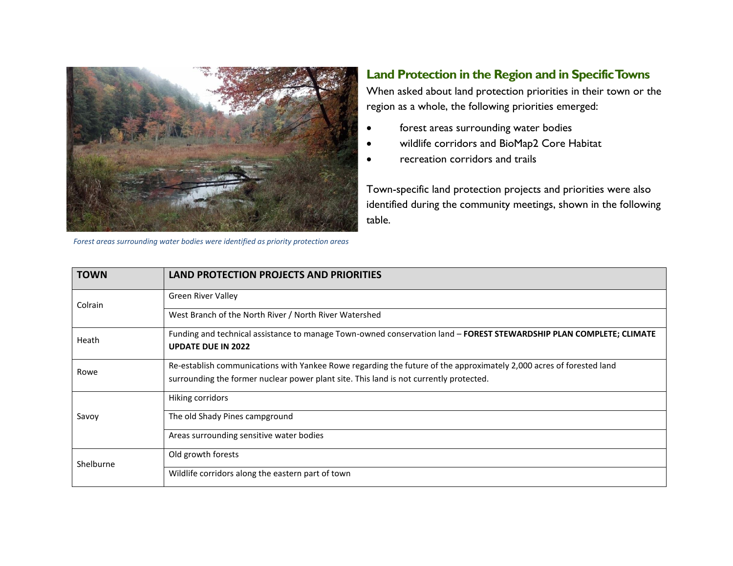## Land Protection in the Region and in Specific Towns

When asked about land protection priorities in their town or the region as a whole, the following priorities emerged:

- forest areas surrounding water bodies
- wildlife corridors and BioMap2 Core Habitat
- recreation corridors and trails

Town-specific land protection projects and priorities were also identified during the community meetings, shown in the following table.

*Forest areas surrounding water bodies were identified as priority protection areas*

| TOWN | LAND PROTECTION PROJECTS AND PRIORITIES |
|---|---|
| Colrain | Green River Valley |
| | West Branch of the North River / North River Watershed |
| Heath | Funding and technical assistance to manage Town-owned conservation land – **FOREST STEWARDSHIP PLAN COMPLETE; CLIMATE UPDATE DUE IN 2022** |
| Rowe | Re-establish communications with Yankee Rowe regarding the future of the approximately 2,000 acres of forested land surrounding the former nuclear power plant site. This land is not currently protected. |
| Savoy | Hiking corridors |
| | The old Shady Pines campground |
| | Areas surrounding sensitive water bodies |
| Shelburne | Old growth forests |
| | Wildlife corridors along the eastern part of town |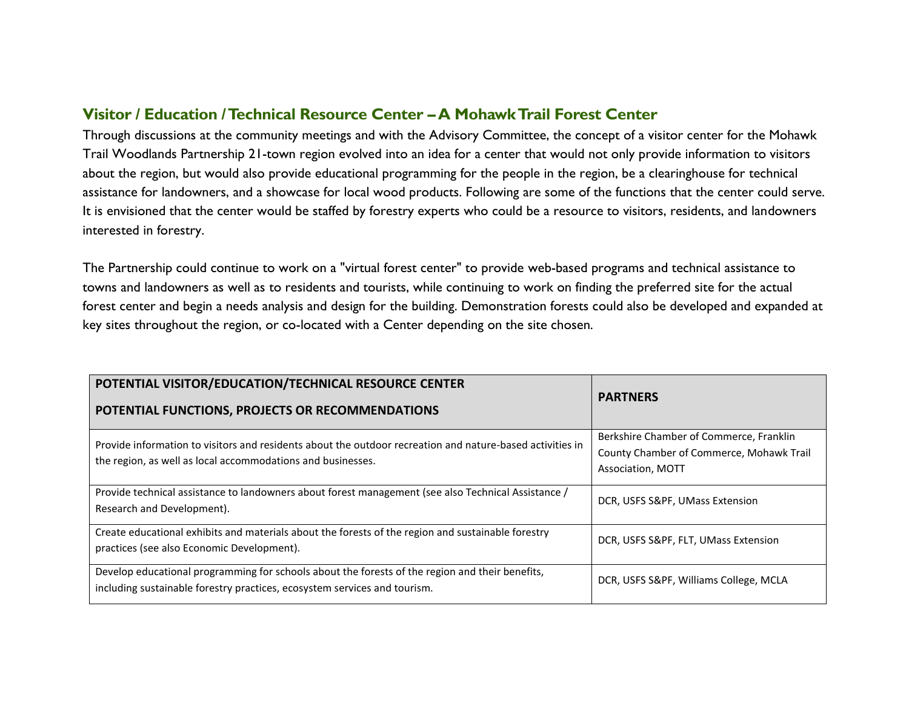## Visitor / Education / Technical Resource Center – A Mohawk Trail Forest Center

Through discussions at the community meetings and with the Advisory Committee, the concept of a visitor center for the Mohawk Trail Woodlands Partnership 21-town region evolved into an idea for a center that would not only provide information to visitors about the region, but would also provide educational programming for the people in the region, be a clearinghouse for technical assistance for landowners, and a showcase for local wood products. Following are some of the functions that the center could serve. It is envisioned that the center would be staffed by forestry experts who could be a resource to visitors, residents, and landowners interested in forestry.

The Partnership could continue to work on a "virtual forest center" to provide web-based programs and technical assistance to towns and landowners as well as to residents and tourists, while continuing to work on finding the preferred site for the actual forest center and begin a needs analysis and design for the building. Demonstration forests could also be developed and expanded at key sites throughout the region, or co-located with a Center depending on the site chosen.

| POTENTIAL VISITOR/EDUCATION/TECHNICAL RESOURCE CENTER<br>POTENTIAL FUNCTIONS, PROJECTS OR RECOMMENDATIONS | PARTNERS |
|---|---|
| Provide information to visitors and residents about the outdoor recreation and nature-based activities in the region, as well as local accommodations and businesses. | Berkshire Chamber of Commerce, Franklin County Chamber of Commerce, Mohawk Trail Association, MOTT |
| Provide technical assistance to landowners about forest management (see also Technical Assistance / Research and Development). | DCR, USFS S&PF, UMass Extension |
| Create educational exhibits and materials about the forests of the region and sustainable forestry practices (see also Economic Development). | DCR, USFS S&PF, FLT, UMass Extension |
| Develop educational programming for schools about the forests of the region and their benefits, including sustainable forestry practices, ecosystem services and tourism. | DCR, USFS S&PF, Williams College, MCLA |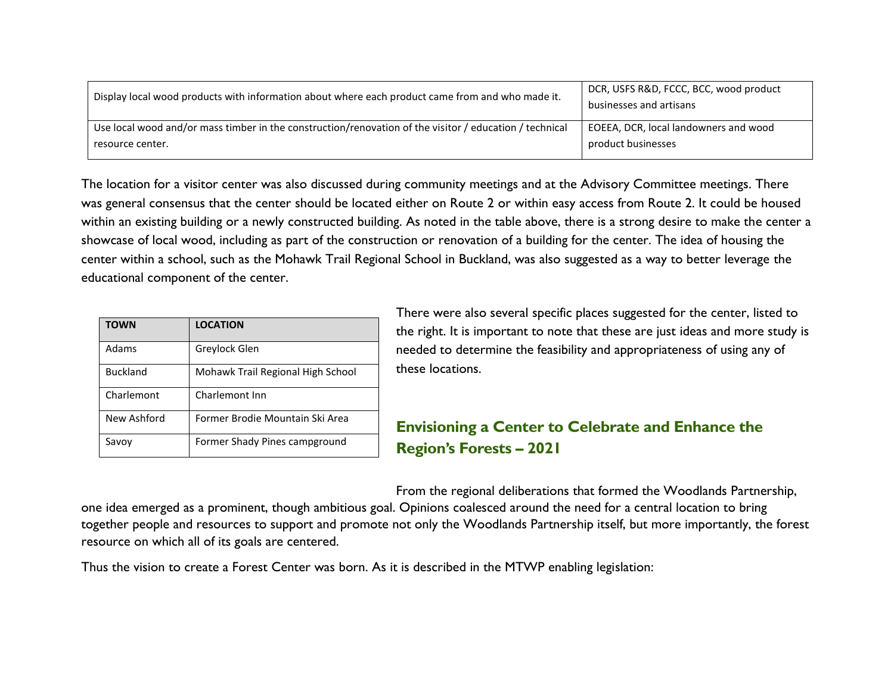| | |
|---|---|
| Display local wood products with information about where each product came from and who made it. | DCR, USFS R&D, FCCC, BCC, wood product businesses and artisans |
| Use local wood and/or mass timber in the construction/renovation of the visitor / education / technical resource center. | EOEEA, DCR, local landowners and wood product businesses |

The location for a visitor center was also discussed during community meetings and at the Advisory Committee meetings. There was general consensus that the center should be located either on Route 2 or within easy access from Route 2. It could be housed within an existing building or a newly constructed building. As noted in the table above, there is a strong desire to make the center a showcase of local wood, including as part of the construction or renovation of a building for the center. The idea of housing the center within a school, such as the Mohawk Trail Regional School in Buckland, was also suggested as a way to better leverage the educational component of the center.

There were also several specific places suggested for the center, listed to the right. It is important to note that these are just ideas and more study is needed to determine the feasibility and appropriateness of using any of these locations.

| TOWN | LOCATION |
|---|---|
| Adams | Greylock Glen |
| Buckland | Mohawk Trail Regional High School |
| Charlemont | Charlemont Inn |
| New Ashford | Former Brodie Mountain Ski Area |
| Savoy | Former Shady Pines campground |

## Envisioning a Center to Celebrate and Enhance the Region's Forests – 2021

From the regional deliberations that formed the Woodlands Partnership, one idea emerged as a prominent, though ambitious goal. Opinions coalesced around the need for a central location to bring together people and resources to support and promote not only the Woodlands Partnership itself, but more importantly, the forest resource on which all of its goals are centered.

Thus the vision to create a Forest Center was born. As it is described in the MTWP enabling legislation: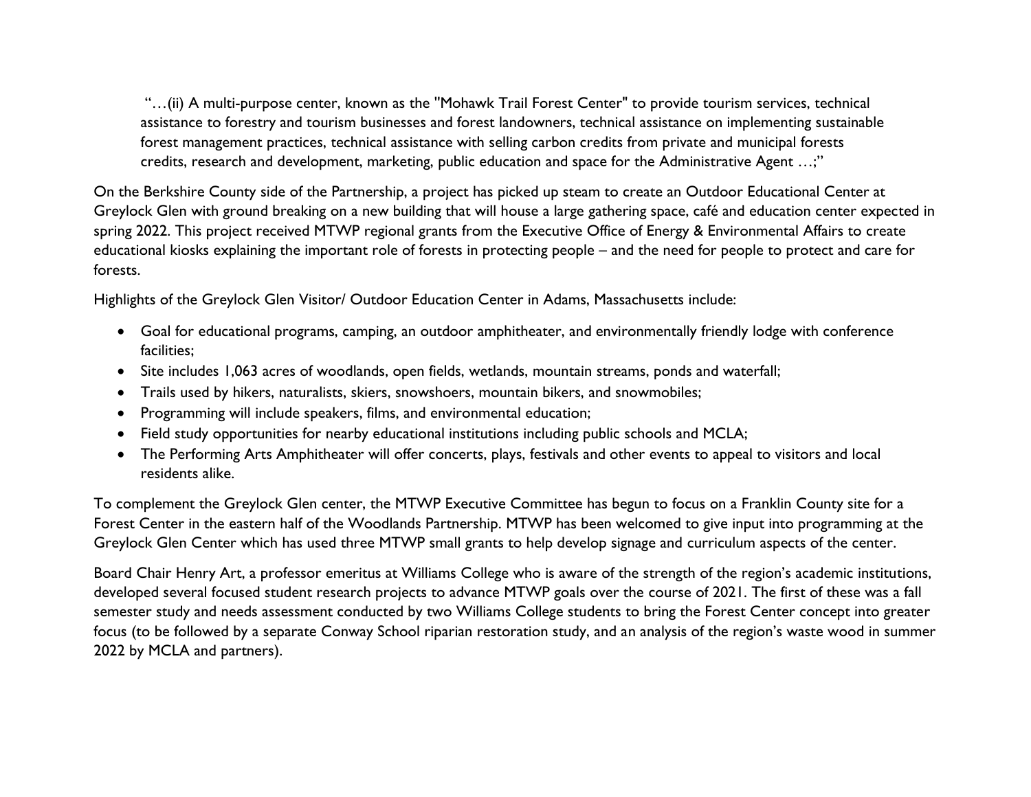> "…(ii) A multi-purpose center, known as the "Mohawk Trail Forest Center" to provide tourism services, technical assistance to forestry and tourism businesses and forest landowners, technical assistance on implementing sustainable forest management practices, technical assistance with selling carbon credits from private and municipal forests credits, research and development, marketing, public education and space for the Administrative Agent …;"

On the Berkshire County side of the Partnership, a project has picked up steam to create an Outdoor Educational Center at Greylock Glen with ground breaking on a new building that will house a large gathering space, café and education center expected in spring 2022. This project received MTWP regional grants from the Executive Office of Energy & Environmental Affairs to create educational kiosks explaining the important role of forests in protecting people – and the need for people to protect and care for forests.

Highlights of the Greylock Glen Visitor/ Outdoor Education Center in Adams, Massachusetts include:

- Goal for educational programs, camping, an outdoor amphitheater, and environmentally friendly lodge with conference facilities;
- Site includes 1,063 acres of woodlands, open fields, wetlands, mountain streams, ponds and waterfall;
- Trails used by hikers, naturalists, skiers, snowshoers, mountain bikers, and snowmobiles;
- Programming will include speakers, films, and environmental education;
- Field study opportunities for nearby educational institutions including public schools and MCLA;
- The Performing Arts Amphitheater will offer concerts, plays, festivals and other events to appeal to visitors and local residents alike.

To complement the Greylock Glen center, the MTWP Executive Committee has begun to focus on a Franklin County site for a Forest Center in the eastern half of the Woodlands Partnership. MTWP has been welcomed to give input into programming at the Greylock Glen Center which has used three MTWP small grants to help develop signage and curriculum aspects of the center.

Board Chair Henry Art, a professor emeritus at Williams College who is aware of the strength of the region's academic institutions, developed several focused student research projects to advance MTWP goals over the course of 2021. The first of these was a fall semester study and needs assessment conducted by two Williams College students to bring the Forest Center concept into greater focus (to be followed by a separate Conway School riparian restoration study, and an analysis of the region's waste wood in summer 2022 by MCLA and partners).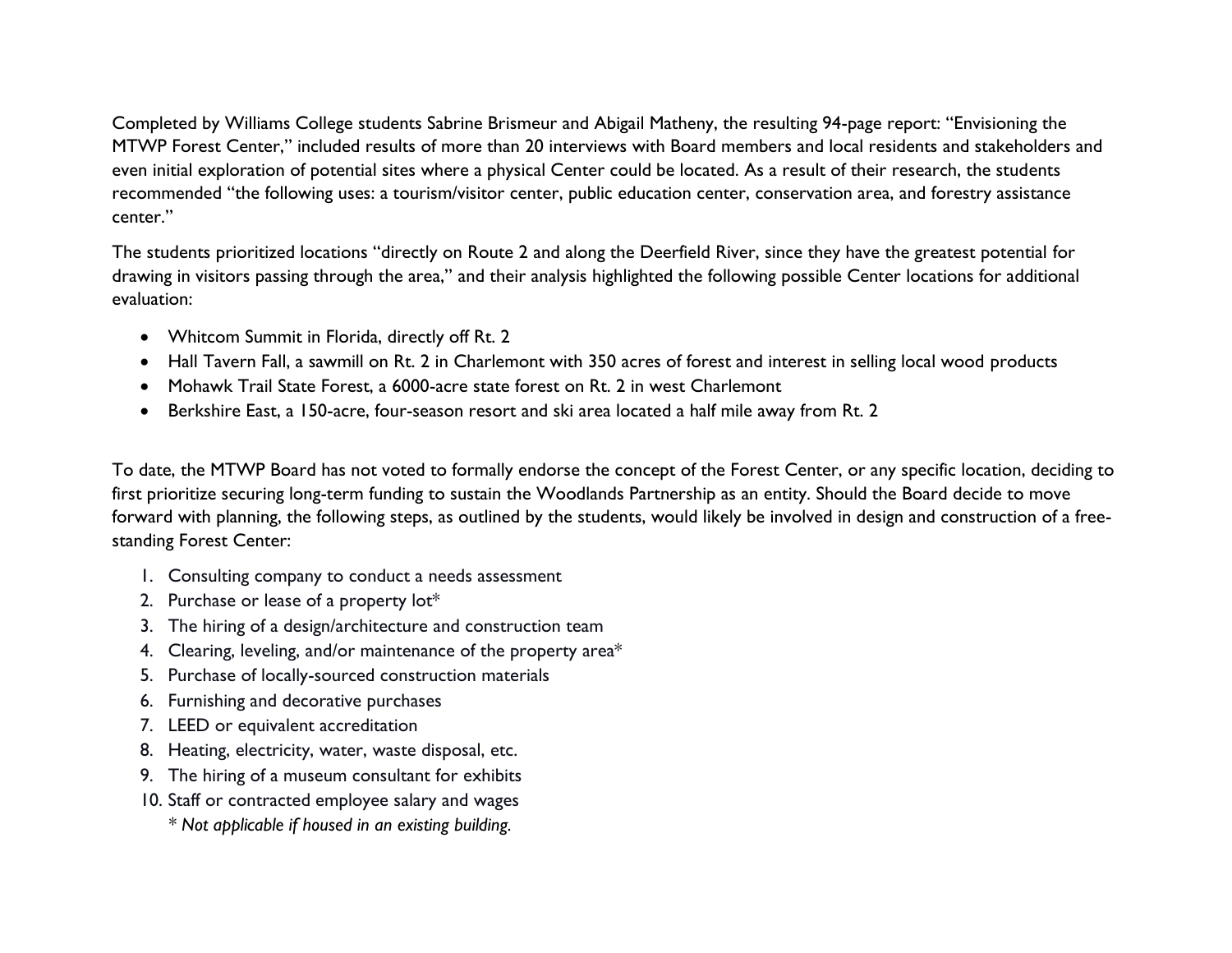Completed by Williams College students Sabrine Brismeur and Abigail Matheny, the resulting 94-page report: "Envisioning the MTWP Forest Center," included results of more than 20 interviews with Board members and local residents and stakeholders and even initial exploration of potential sites where a physical Center could be located. As a result of their research, the students recommended "the following uses: a tourism/visitor center, public education center, conservation area, and forestry assistance center."

The students prioritized locations "directly on Route 2 and along the Deerfield River, since they have the greatest potential for drawing in visitors passing through the area," and their analysis highlighted the following possible Center locations for additional evaluation:

- Whitcom Summit in Florida, directly off Rt. 2
- Hall Tavern Fall, a sawmill on Rt. 2 in Charlemont with 350 acres of forest and interest in selling local wood products
- Mohawk Trail State Forest, a 6000-acre state forest on Rt. 2 in west Charlemont
- Berkshire East, a 150-acre, four-season resort and ski area located a half mile away from Rt. 2

To date, the MTWP Board has not voted to formally endorse the concept of the Forest Center, or any specific location, deciding to first prioritize securing long-term funding to sustain the Woodlands Partnership as an entity. Should the Board decide to move forward with planning, the following steps, as outlined by the students, would likely be involved in design and construction of a free-standing Forest Center:

1. Consulting company to conduct a needs assessment
2. Purchase or lease of a property lot*
3. The hiring of a design/architecture and construction team
4. Clearing, leveling, and/or maintenance of the property area*
5. Purchase of locally-sourced construction materials
6. Furnishing and decorative purchases
7. LEED or equivalent accreditation
8. Heating, electricity, water, waste disposal, etc.
9. The hiring of a museum consultant for exhibits
10. Staff or contracted employee salary and wages

*\* Not applicable if housed in an existing building.*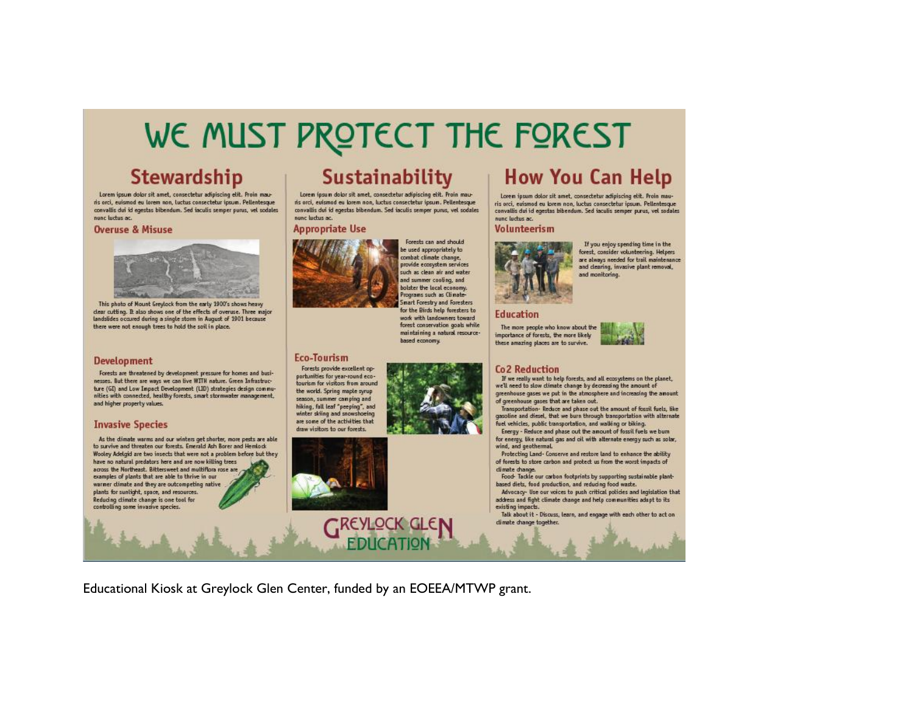# WE MUST PROTECT THE FOREST

## Stewardship

Lorem ipsum dolor sit amet, consectetur adipiscing elit. Proin mauris orci, euismod eu lorem non, luctus consectetur ipsum. Pellentesque convallis dui id egestas bibendum. Sed iaculis semper purus, vel sodales nunc luctus ac.

### Overuse & Misuse

This photo of Mount Greylock from the early 1900's shows heavy clear cutting. It also shows one of the effects of overuse. Three major landslides occured during a single storm in August of 1901 because there were not enough trees to hold the soil in place.

### Development

Forests are threatened by development pressure for homes and businesses. But there are ways we can live WITH nature. Green Infrastructure (GI) and Low Impact Development (LID) strategies design communities with connected, healthy forests, smart stormwater management, and higher property values.

### Invasive Species

As the climate warms and our winters get shorter, more pests are able to survive and threaten our forests. Emerald Ash Borer and Hemlock Wooley Adelgid are two insects that were not a problem before but they have no natural predators here and are now killing trees across the Northeast. Bittersweet and multiflora rose are examples of plants that are able to thrive in our warmer climate and they are outcompeting native plants for sunlight, space, and resources. Reducing climate change is one tool for controlling some invasive species.

## Sustainability

Lorem ipsum dolor sit amet, consectetur adipiscing elit. Proin mauris orci, euismod eu lorem non, luctus consectetur ipsum. Pellentesque convallis dui id egestas bibendum. Sed iaculis semper purus, vel sodales nunc luctus ac.

### Appropriate Use

Forests can and should be used appropriately to combat climate change, provide ecosystem services such as clean air and water and summer cooling, and bolster the local economy. Programs such as Climate-Smart Forestry and Foresters for the Birds help foresters to work with landowners toward forest conservation goals while maintaining a natural resource-based economy.

### Eco-Tourism

Forests provide excellent opportunities for year-round eco-tourism for visitors from around the world. Spring maple syrup season, summer camping and hiking, fall leaf "peeping", and winter skiing and snowshoeing are some of the activities that draw visitors to our forests.

## How You Can Help

Lorem ipsum dolor sit amet, consectetur adipiscing elit. Proin mauris orci, euismod eu lorem non, luctus consectetur ipsum. Pellentesque convallis dui id egestas bibendum. Sed iaculis semper purus, vel sodales nunc luctus ac.

### Volunteerism

If you enjoy spending time in the forest, consider volunteering. Helpers are always needed for trail maintenance and clearing, invasive plant removal, and monitoring.

### Education

The more people who know about the importance of forests, the more likely these amazing places are to survive.

### Co2 Reduction

If we really want to help forests, and all ecosystems on the planet, we'll need to slow climate change by decreasing the amount of greenhouse gases we put in the atmosphere and increasing the amount of greenhouse gases that are taken out.

Transportation- Reduce and phase out the amount of fossil fuels, like gasoline and diesel, that we burn through transportation with alternate fuel vehicles, public transportation, and walking or biking.

Energy - Reduce and phase out the amount of fossil fuels we burn for energy, like natural gas and oil with alternate energy such as solar, wind, and geothermal.

Protecting Land- Conserve and restore land to enhance the ability of forests to store carbon and protect us from the worst impacts of climate change.

Food- Tackle our carbon footprints by supporting sustainable plant-based diets, food production, and reducing food waste.

Advocacy- Use our voices to push critical policies and legislation that address and fight climate change and help communities adapt to its existing impacts.

Talk about it - Discuss, learn, and engage with each other to act on climate change together.

GREYLOCK GLEN EDUCATION

Educational Kiosk at Greylock Glen Center, funded by an EOEEA/MTWP grant.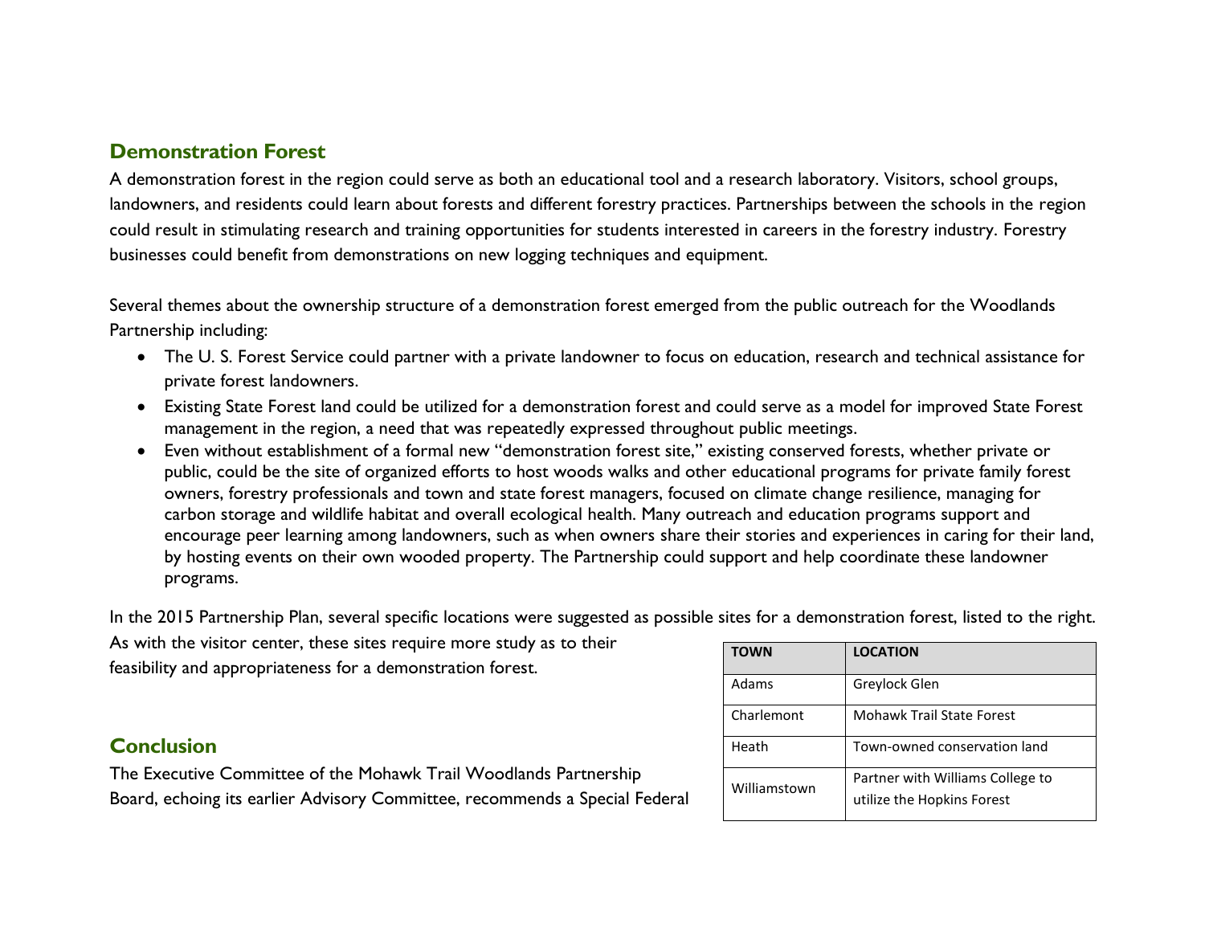## Demonstration Forest

A demonstration forest in the region could serve as both an educational tool and a research laboratory. Visitors, school groups, landowners, and residents could learn about forests and different forestry practices. Partnerships between the schools in the region could result in stimulating research and training opportunities for students interested in careers in the forestry industry. Forestry businesses could benefit from demonstrations on new logging techniques and equipment.

Several themes about the ownership structure of a demonstration forest emerged from the public outreach for the Woodlands Partnership including:

- The U. S. Forest Service could partner with a private landowner to focus on education, research and technical assistance for private forest landowners.
- Existing State Forest land could be utilized for a demonstration forest and could serve as a model for improved State Forest management in the region, a need that was repeatedly expressed throughout public meetings.
- Even without establishment of a formal new "demonstration forest site," existing conserved forests, whether private or public, could be the site of organized efforts to host woods walks and other educational programs for private family forest owners, forestry professionals and town and state forest managers, focused on climate change resilience, managing for carbon storage and wildlife habitat and overall ecological health. Many outreach and education programs support and encourage peer learning among landowners, such as when owners share their stories and experiences in caring for their land, by hosting events on their own wooded property. The Partnership could support and help coordinate these landowner programs.

In the 2015 Partnership Plan, several specific locations were suggested as possible sites for a demonstration forest, listed to the right. As with the visitor center, these sites require more study as to their feasibility and appropriateness for a demonstration forest.

| TOWN | LOCATION |
| --- | --- |
| Adams | Greylock Glen |
| Charlemont | Mohawk Trail State Forest |
| Heath | Town-owned conservation land |
| Williamstown | Partner with Williams College to utilize the Hopkins Forest |

## Conclusion

The Executive Committee of the Mohawk Trail Woodlands Partnership Board, echoing its earlier Advisory Committee, recommends a Special Federal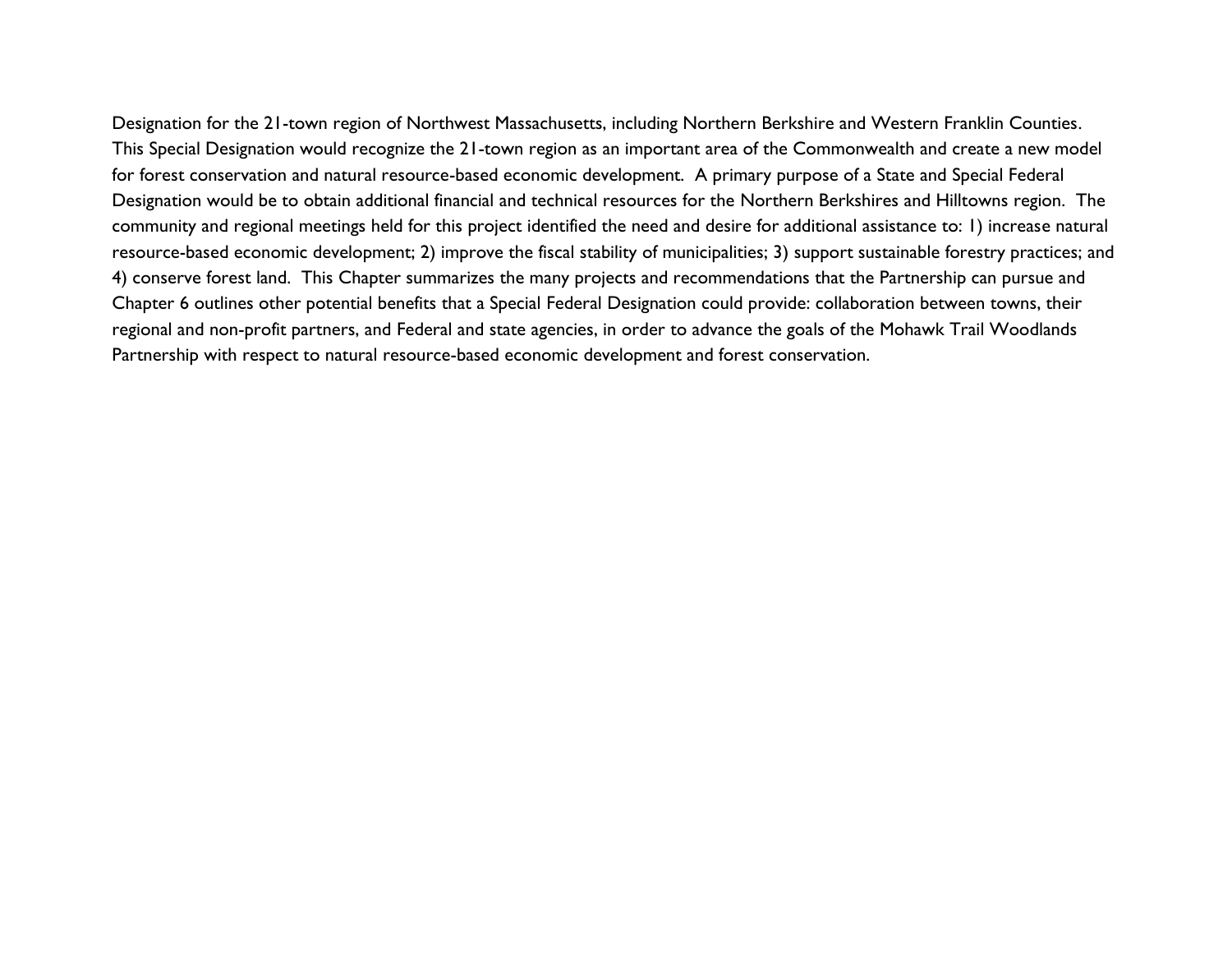Designation for the 21-town region of Northwest Massachusetts, including Northern Berkshire and Western Franklin Counties. This Special Designation would recognize the 21-town region as an important area of the Commonwealth and create a new model for forest conservation and natural resource-based economic development. A primary purpose of a State and Special Federal Designation would be to obtain additional financial and technical resources for the Northern Berkshires and Hilltowns region. The community and regional meetings held for this project identified the need and desire for additional assistance to: 1) increase natural resource-based economic development; 2) improve the fiscal stability of municipalities; 3) support sustainable forestry practices; and 4) conserve forest land. This Chapter summarizes the many projects and recommendations that the Partnership can pursue and Chapter 6 outlines other potential benefits that a Special Federal Designation could provide: collaboration between towns, their regional and non-profit partners, and Federal and state agencies, in order to advance the goals of the Mohawk Trail Woodlands Partnership with respect to natural resource-based economic development and forest conservation.